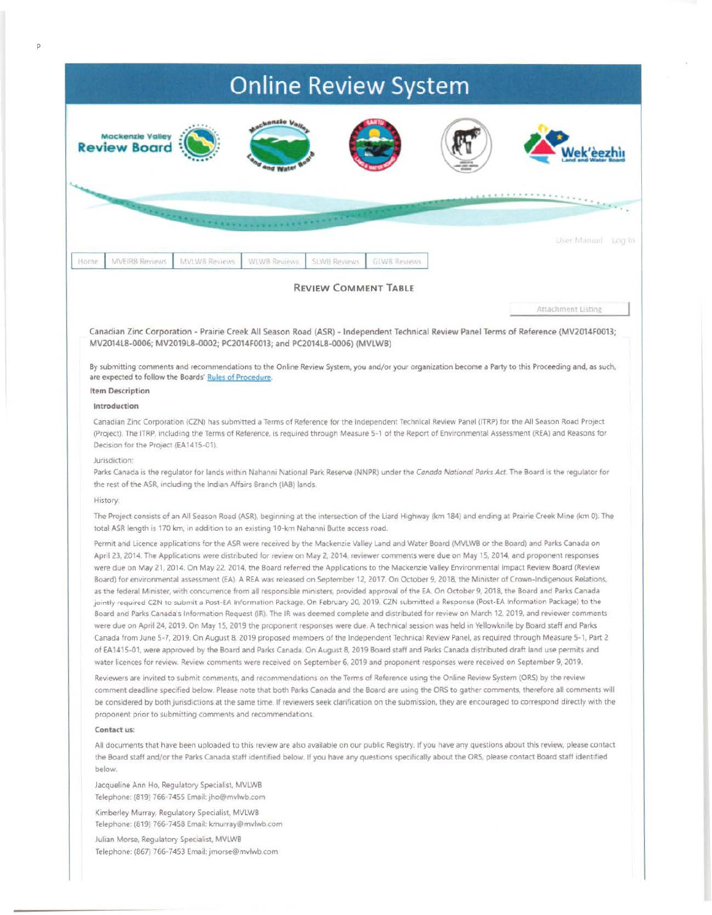# Online Review System

Mackenzie Valley Review Board

Wek'èezhìı Land and Water Board

User Manual | Log In

Home | MVEIRB Reviews | MVLWB Reviews | WLWB Reviews | SLWB Reviews | GLWB Reviews

## Review Comment Table

Attachment Listing

**Canadian Zinc Corporation - Prairie Creek All Season Road (ASR) - Independent Technical Review Panel Terms of Reference (MV2014F0013; MV2014L8-0006; MV2019L8-0002; PC2014F0013; and PC2014L8-0006) (MVLWB)**

By submitting comments and recommendations to the Online Review System, you and/or your organization become a Party to this Proceeding and, as such, are expected to follow the Boards' Rules of Procedure.

**Item Description**

**Introduction**

Canadian Zinc Corporation (CZN) has submitted a Terms of Reference for the Independent Technical Review Panel (ITRP) for the All Season Road Project (Project). The ITRP, including the Terms of Reference, is required through Measure 5-1 of the Report of Environmental Assessment (REA) and Reasons for Decision for the Project (EA1415-01).

Jurisdiction:

Parks Canada is the regulator for lands within Nahanni National Park Reserve (NNPR) under the *Canada National Parks Act*. The Board is the regulator for the rest of the ASR, including the Indian Affairs Branch (IAB) lands.

History:

The Project consists of an All Season Road (ASR), beginning at the intersection of the Liard Highway (km 184) and ending at Prairie Creek Mine (km 0). The total ASR length is 170 km, in addition to an existing 10-km Nahanni Butte access road.

Permit and Licence applications for the ASR were received by the Mackenzie Valley Land and Water Board (MVLWB or the Board) and Parks Canada on April 23, 2014. The Applications were distributed for review on May 2, 2014, reviewer comments were due on May 15, 2014, and proponent responses were due on May 21, 2014. On May 22, 2014, the Board referred the Applications to the Mackenzie Valley Environmental Impact Review Board (Review Board) for environmental assessment (EA). A REA was released on September 12, 2017. On October 9, 2018, the Minister of Crown-Indigenous Relations, as the federal Minister, with concurrence from all responsible ministers, provided approval of the EA. On October 9, 2018, the Board and Parks Canada jointly required CZN to submit a Post-EA Information Package. On February 20, 2019, CZN submitted a Response (Post-EA Information Package) to the Board and Parks Canada's Information Request (IR). The IR was deemed complete and distributed for review on March 12, 2019, and reviewer comments were due on April 24, 2019. On May 15, 2019 the proponent responses were due. A technical session was held in Yellowknife by Board staff and Parks Canada from June 5-7, 2019. On August 8, 2019 proposed members of the Independent Technical Review Panel, as required through Measure 5-1, Part 2 of EA1415-01, were approved by the Board and Parks Canada. On August 8, 2019 Board staff and Parks Canada distributed draft land use permits and water licences for review. Review comments were received on September 6, 2019 and proponent responses were received on September 9, 2019.

Reviewers are invited to submit comments, and recommendations on the Terms of Reference using the Online Review System (ORS) by the review comment deadline specified below. Please note that both Parks Canada and the Board are using the ORS to gather comments, therefore all comments will be considered by both jurisdictions at the same time. If reviewers seek clarification on the submission, they are encouraged to correspond directly with the proponent prior to submitting comments and recommendations.

**Contact us:**

All documents that have been uploaded to this review are also available on our public Registry. If you have any questions about this review, please contact the Board staff and/or the Parks Canada staff identified below. If you have any questions specifically about the ORS, please contact Board staff identified below.

Jacqueline Ann Ho, Regulatory Specialist, MVLWB
Telephone: (819) 766-7455 Email: jho@mvlwb.com

Kimberley Murray, Regulatory Specialist, MVLWB
Telephone: (819) 766-7458 Email: kmurray@mvlwb.com

Julian Morse, Regulatory Specialist, MVLWB
Telephone: (867) 766-7453 Email: jmorse@mvlwb.com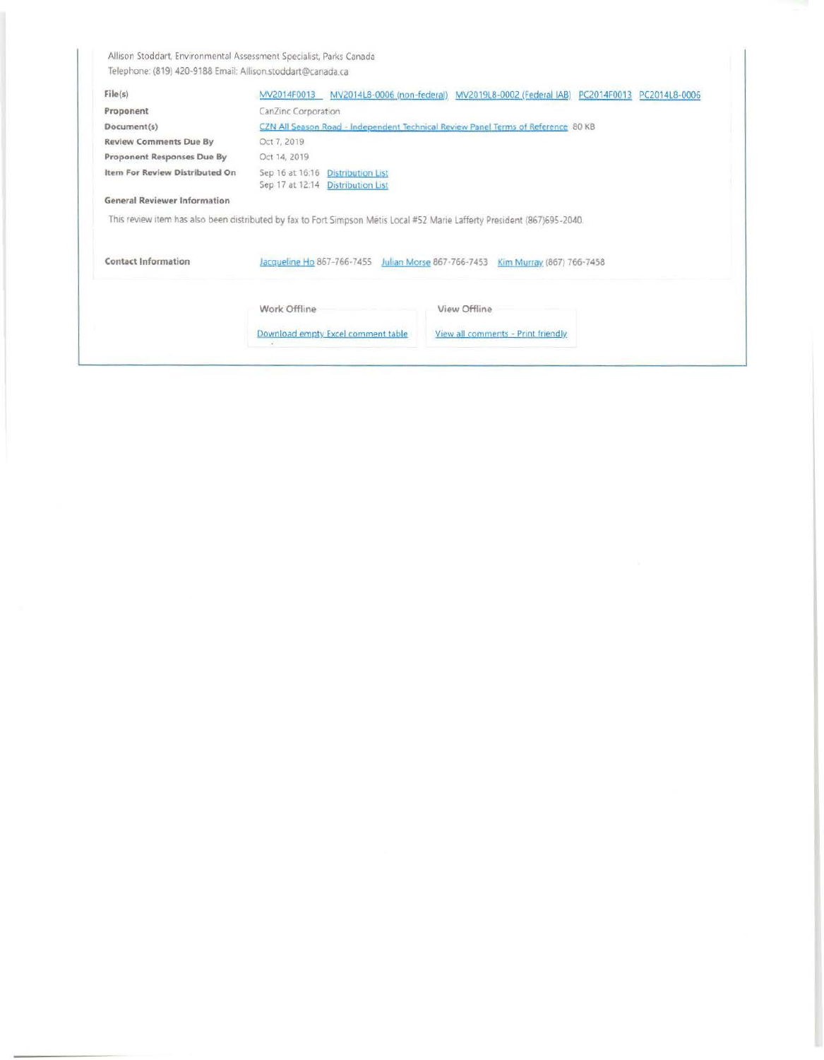Allison Stoddart, Environmental Assessment Specialist, Parks Canada
Telephone: (819) 420-9188 Email: Allison.stoddart@canada.ca

| | |
|---|---|
| **File(s)** | MV2014F0013 MV2014L8-0006 (non-federal) MV2019L8-0002 (Federal IAB) PC2014F0013 PC2014L8-0006 |
| **Proponent** | CanZinc Corporation |
| **Document(s)** | CZN All Season Road - Independent Technical Review Panel Terms of Reference 80 KB |
| **Review Comments Due By** | Oct 7, 2019 |
| **Proponent Responses Due By** | Oct 14, 2019 |
| **Item For Review Distributed On** | Sep 16 at 16:16 Distribution List<br>Sep 17 at 12:14 Distribution List |

**General Reviewer Information**

This review item has also been distributed by fax to Fort Simpson Métis Local #52 Marie Lafferty President (867)695-2040.

| | |
|---|---|
| **Contact Information** | Jacqueline Ho 867-766-7455 Julian Morse 867-766-7453 Kim Murray (867) 766-7458 |

| Work Offline | View Offline |
|---|---|
| Download empty Excel comment table | View all comments - Print friendly |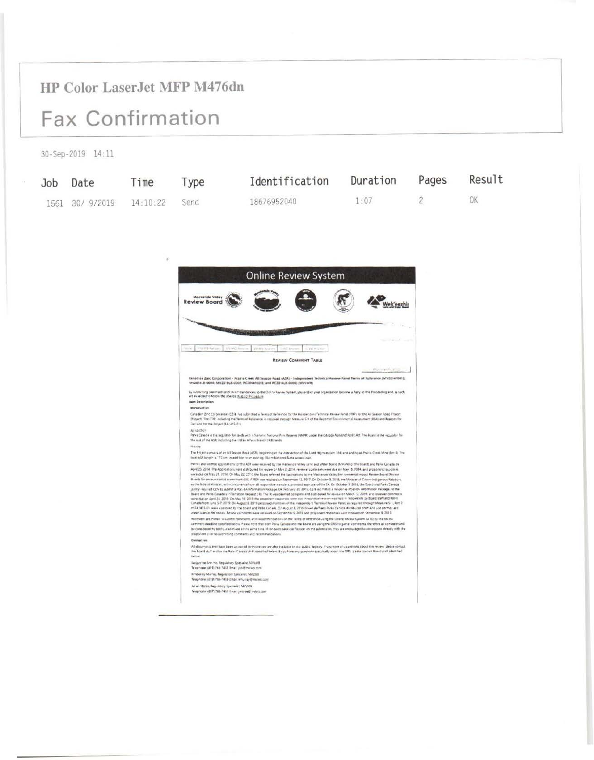## HP Color LaserJet MFP M476dn

# Fax Confirmation

30-Sep-2019 14:11

| Job | Date | Time | Type | Identification | Duration | Pages | Result |
|---|---|---|---|---|---|---|---|
| 1561 | 30/ 9/2019 | 14:10:22 | Send | 18676952040 | 1:07 | 2 | OK |

Online Review System

Mackenzie Valley Review Board

Wek'eezhii

REVIEW COMMENT TABLE

Canadian Zinc Corporation - Prairie Creek All Season Road (ASR) - Independent Technical Review Panel Terms of Reference (MV2014F0013, MV2014L8-0009, MV2019L8-0002, PC2014F0019, and PC2014L8-0006) (MVLWB)

By submitting comments and recommendations to the Online Review System, you and/or your organization become a Party to this Proceeding and, as such, are expected to follow the Boards' Rules of Procedure.

**Item Description**

**Introduction**

Canadian Zinc Corporation (CZN) has submitted a Terms of Reference for the Independent Technical Review Panel (ITRP) for the All Season Road Project (Project). The ITRP, including the Terms of Reference is required through Measure 5-1 of the Report of Environmental Assessment (REA) and Reasons for Decision for the Project (EA1415-01).

Jurisdiction

Parks Canada is the regulator for lands within Nahanni National Park Reserve (NNPR) under the *Canada National Parks Act*. The Board is the regulator for the rest of the ASR, including the Indian Affairs Branch (IAB) lands.

History

The Project consists of an All Season Road (ASR), beginning at the intersection of the Liard Highway (km 184) and ending at Prairie Creek Mine (km 0). The total ASR length is 173 km, in addition to an existing 10-km Nahanni Butte access road.

Permit and licence applications for the ASR were received by the Mackenzie Valley Land and Water Board (MVLWB or the Board) and Parks Canada on April 23, 2014. The Applications were distributed for review on May 2, 2014; reviewer comments were due on May 15, 2014, and proponent responses were due on May 21, 2014. On May 22, 2014, the Board referred the Applications to the Mackenzie Valley Environmental Impact Review Board (Review Board) for environmental assessment (EA). A REA was released on September 12, 2017. On October 9, 2018, the Minister of Crown-Indigenous Relations, as the federal Minister, with concurrence from all responsible ministers, provided approval of the EA. On October 5, 2018, the Board and Parks Canada jointly required CZN to submit a Post-EA Information Package. On February 21, 2019, CZN submitted a Response (Post-EA Information Package) to the Board and Parks Canada's Information Request (IR). The IR was deemed complete and distributed for review on March 12, 2019, and reviewer comments were due on April 24, 2019. On May 16, 2019 the proponent responses were due. A technical session was held in Yellowknife by Board staff and Parks Canada from June 5-7, 2019. On August 8, 2019 proposed members of the Independent Technical Review Panel, as required through Measure 5-1, Part 2 of EA1415-01, were approved by the Board and Parks Canada. On August 6, 2019 Board staff and Parks Canada distributed draft land use permits and water licences for review. Review comments were received on September 6, 2019 and proponent responses were received on September 9, 2019.

Reviewers are invited to submit comments and recommendations on the Terms of Reference using the Online Review System (ORS) by the review comment deadline specified below. Please note that both Parks Canada and the Board are using the ORS to gather comments, therefore all comments will be considered by both jurisdictions at the same time. If reviewers seek clarification on the submission, they are encouraged to correspond directly with the proponent prior to submitting comments and recommendations.

**Contact us:**

All documents that have been uploaded to this review are also available on our public registry. If you have any questions about this review, please contact the Board staff and/or the Parks Canada staff identified below. If you have any questions specifically about the ORS, please contact Board staff identified below.

Jacqueline Ann..., Regulatory Specialist, MVLWB
Telephone: (819) 766-7453 Email: ...@mvlwb.com

Kimberley Murray, Regulatory Specialist, MVLWB
Telephone: (819) 766-7459 Email: kmurray@mvlwb.com

Julian Morse, Regulatory Specialist, MVLWB
Telephone: (867) 766-7451 Email: jmorse@mvlwb.com